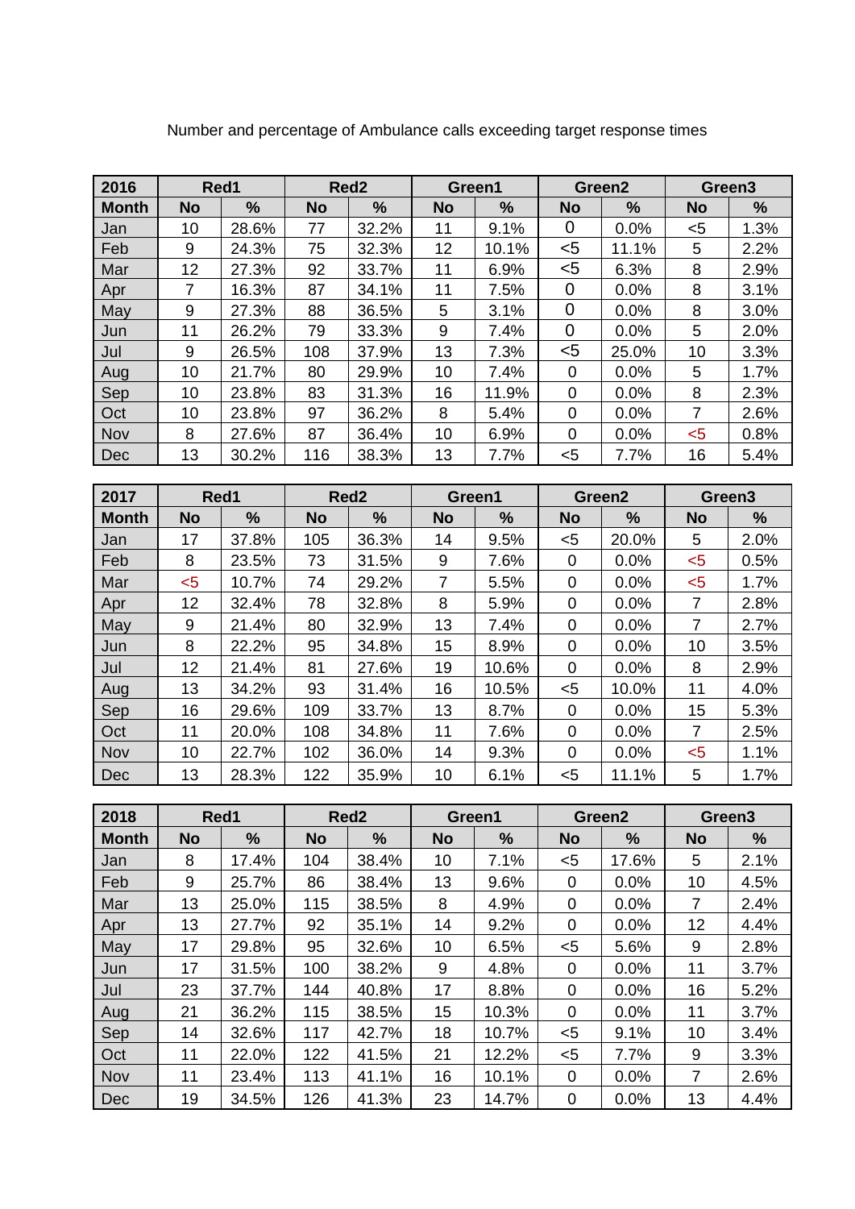Number and percentage of Ambulance calls exceeding target response times

| 2016 | Red1 | | Red2 | | Green1 | | Green2 | | Green3 | |
|---|---|---|---|---|---|---|---|---|---|---|
| Month | No | % | No | % | No | % | No | % | No | % |
| Jan | 10 | 28.6% | 77 | 32.2% | 11 | 9.1% | 0 | 0.0% | <5 | 1.3% |
| Feb | 9 | 24.3% | 75 | 32.3% | 12 | 10.1% | <5 | 11.1% | 5 | 2.2% |
| Mar | 12 | 27.3% | 92 | 33.7% | 11 | 6.9% | <5 | 6.3% | 8 | 2.9% |
| Apr | 7 | 16.3% | 87 | 34.1% | 11 | 7.5% | 0 | 0.0% | 8 | 3.1% |
| May | 9 | 27.3% | 88 | 36.5% | 5 | 3.1% | 0 | 0.0% | 8 | 3.0% |
| Jun | 11 | 26.2% | 79 | 33.3% | 9 | 7.4% | 0 | 0.0% | 5 | 2.0% |
| Jul | 9 | 26.5% | 108 | 37.9% | 13 | 7.3% | <5 | 25.0% | 10 | 3.3% |
| Aug | 10 | 21.7% | 80 | 29.9% | 10 | 7.4% | 0 | 0.0% | 5 | 1.7% |
| Sep | 10 | 23.8% | 83 | 31.3% | 16 | 11.9% | 0 | 0.0% | 8 | 2.3% |
| Oct | 10 | 23.8% | 97 | 36.2% | 8 | 5.4% | 0 | 0.0% | 7 | 2.6% |
| Nov | 8 | 27.6% | 87 | 36.4% | 10 | 6.9% | 0 | 0.0% | <5 | 0.8% |
| Dec | 13 | 30.2% | 116 | 38.3% | 13 | 7.7% | <5 | 7.7% | 16 | 5.4% |

| 2017 | Red1 | | Red2 | | Green1 | | Green2 | | Green3 | |
|---|---|---|---|---|---|---|---|---|---|---|
| Month | No | % | No | % | No | % | No | % | No | % |
| Jan | 17 | 37.8% | 105 | 36.3% | 14 | 9.5% | <5 | 20.0% | 5 | 2.0% |
| Feb | 8 | 23.5% | 73 | 31.5% | 9 | 7.6% | 0 | 0.0% | <5 | 0.5% |
| Mar | <5 | 10.7% | 74 | 29.2% | 7 | 5.5% | 0 | 0.0% | <5 | 1.7% |
| Apr | 12 | 32.4% | 78 | 32.8% | 8 | 5.9% | 0 | 0.0% | 7 | 2.8% |
| May | 9 | 21.4% | 80 | 32.9% | 13 | 7.4% | 0 | 0.0% | 7 | 2.7% |
| Jun | 8 | 22.2% | 95 | 34.8% | 15 | 8.9% | 0 | 0.0% | 10 | 3.5% |
| Jul | 12 | 21.4% | 81 | 27.6% | 19 | 10.6% | 0 | 0.0% | 8 | 2.9% |
| Aug | 13 | 34.2% | 93 | 31.4% | 16 | 10.5% | <5 | 10.0% | 11 | 4.0% |
| Sep | 16 | 29.6% | 109 | 33.7% | 13 | 8.7% | 0 | 0.0% | 15 | 5.3% |
| Oct | 11 | 20.0% | 108 | 34.8% | 11 | 7.6% | 0 | 0.0% | 7 | 2.5% |
| Nov | 10 | 22.7% | 102 | 36.0% | 14 | 9.3% | 0 | 0.0% | <5 | 1.1% |
| Dec | 13 | 28.3% | 122 | 35.9% | 10 | 6.1% | <5 | 11.1% | 5 | 1.7% |

| 2018 | Red1 | | Red2 | | Green1 | | Green2 | | Green3 | |
|---|---|---|---|---|---|---|---|---|---|---|
| Month | No | % | No | % | No | % | No | % | No | % |
| Jan | 8 | 17.4% | 104 | 38.4% | 10 | 7.1% | <5 | 17.6% | 5 | 2.1% |
| Feb | 9 | 25.7% | 86 | 38.4% | 13 | 9.6% | 0 | 0.0% | 10 | 4.5% |
| Mar | 13 | 25.0% | 115 | 38.5% | 8 | 4.9% | 0 | 0.0% | 7 | 2.4% |
| Apr | 13 | 27.7% | 92 | 35.1% | 14 | 9.2% | 0 | 0.0% | 12 | 4.4% |
| May | 17 | 29.8% | 95 | 32.6% | 10 | 6.5% | <5 | 5.6% | 9 | 2.8% |
| Jun | 17 | 31.5% | 100 | 38.2% | 9 | 4.8% | 0 | 0.0% | 11 | 3.7% |
| Jul | 23 | 37.7% | 144 | 40.8% | 17 | 8.8% | 0 | 0.0% | 16 | 5.2% |
| Aug | 21 | 36.2% | 115 | 38.5% | 15 | 10.3% | 0 | 0.0% | 11 | 3.7% |
| Sep | 14 | 32.6% | 117 | 42.7% | 18 | 10.7% | <5 | 9.1% | 10 | 3.4% |
| Oct | 11 | 22.0% | 122 | 41.5% | 21 | 12.2% | <5 | 7.7% | 9 | 3.3% |
| Nov | 11 | 23.4% | 113 | 41.1% | 16 | 10.1% | 0 | 0.0% | 7 | 2.6% |
| Dec | 19 | 34.5% | 126 | 41.3% | 23 | 14.7% | 0 | 0.0% | 13 | 4.4% |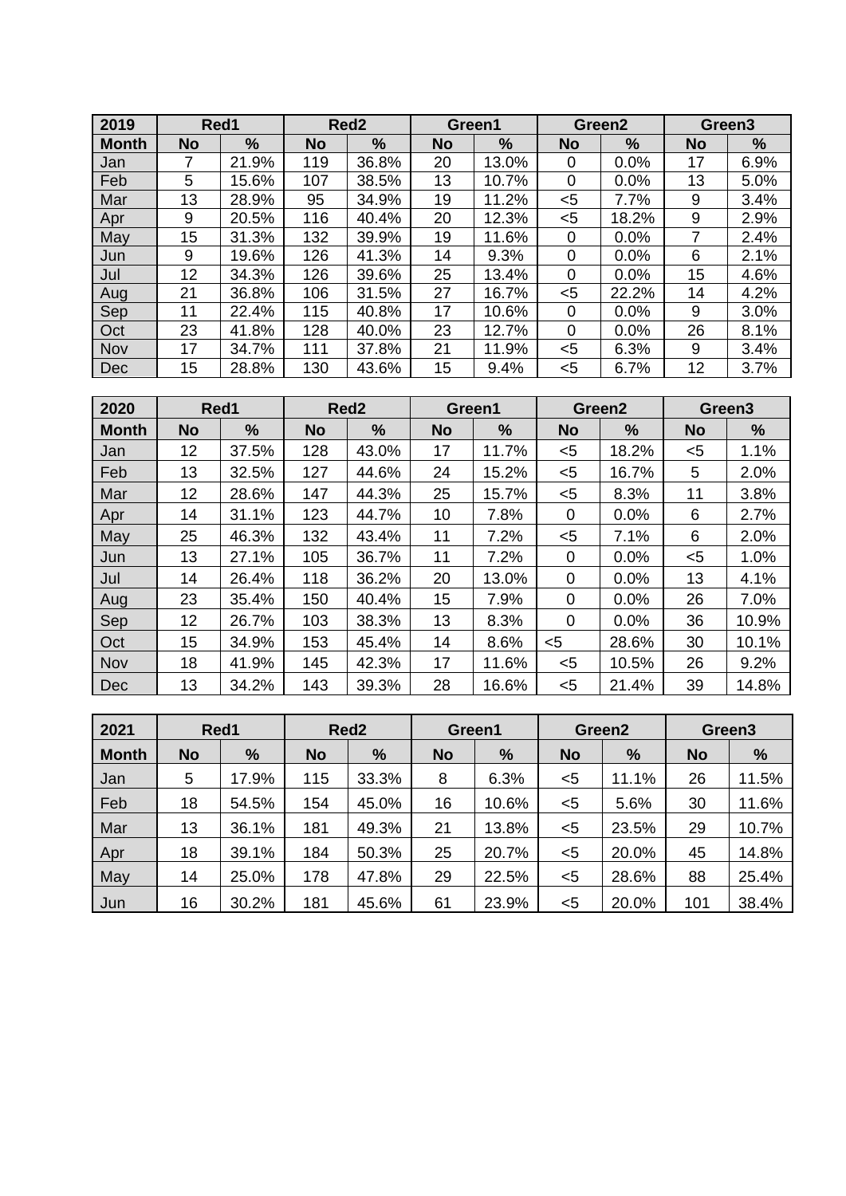| 2019 | Red1 | | Red2 | | Green1 | | Green2 | | Green3 | |
|---|---|---|---|---|---|---|---|---|---|---|
| **Month** | **No** | **%** | **No** | **%** | **No** | **%** | **No** | **%** | **No** | **%** |
| Jan | 7 | 21.9% | 119 | 36.8% | 20 | 13.0% | 0 | 0.0% | 17 | 6.9% |
| Feb | 5 | 15.6% | 107 | 38.5% | 13 | 10.7% | 0 | 0.0% | 13 | 5.0% |
| Mar | 13 | 28.9% | 95 | 34.9% | 19 | 11.2% | <5 | 7.7% | 9 | 3.4% |
| Apr | 9 | 20.5% | 116 | 40.4% | 20 | 12.3% | <5 | 18.2% | 9 | 2.9% |
| May | 15 | 31.3% | 132 | 39.9% | 19 | 11.6% | 0 | 0.0% | 7 | 2.4% |
| Jun | 9 | 19.6% | 126 | 41.3% | 14 | 9.3% | 0 | 0.0% | 6 | 2.1% |
| Jul | 12 | 34.3% | 126 | 39.6% | 25 | 13.4% | 0 | 0.0% | 15 | 4.6% |
| Aug | 21 | 36.8% | 106 | 31.5% | 27 | 16.7% | <5 | 22.2% | 14 | 4.2% |
| Sep | 11 | 22.4% | 115 | 40.8% | 17 | 10.6% | 0 | 0.0% | 9 | 3.0% |
| Oct | 23 | 41.8% | 128 | 40.0% | 23 | 12.7% | 0 | 0.0% | 26 | 8.1% |
| Nov | 17 | 34.7% | 111 | 37.8% | 21 | 11.9% | <5 | 6.3% | 9 | 3.4% |
| Dec | 15 | 28.8% | 130 | 43.6% | 15 | 9.4% | <5 | 6.7% | 12 | 3.7% |

| 2020 | Red1 | | Red2 | | Green1 | | Green2 | | Green3 | |
|---|---|---|---|---|---|---|---|---|---|---|
| **Month** | **No** | **%** | **No** | **%** | **No** | **%** | **No** | **%** | **No** | **%** |
| Jan | 12 | 37.5% | 128 | 43.0% | 17 | 11.7% | <5 | 18.2% | <5 | 1.1% |
| Feb | 13 | 32.5% | 127 | 44.6% | 24 | 15.2% | <5 | 16.7% | 5 | 2.0% |
| Mar | 12 | 28.6% | 147 | 44.3% | 25 | 15.7% | <5 | 8.3% | 11 | 3.8% |
| Apr | 14 | 31.1% | 123 | 44.7% | 10 | 7.8% | 0 | 0.0% | 6 | 2.7% |
| May | 25 | 46.3% | 132 | 43.4% | 11 | 7.2% | <5 | 7.1% | 6 | 2.0% |
| Jun | 13 | 27.1% | 105 | 36.7% | 11 | 7.2% | 0 | 0.0% | <5 | 1.0% |
| Jul | 14 | 26.4% | 118 | 36.2% | 20 | 13.0% | 0 | 0.0% | 13 | 4.1% |
| Aug | 23 | 35.4% | 150 | 40.4% | 15 | 7.9% | 0 | 0.0% | 26 | 7.0% |
| Sep | 12 | 26.7% | 103 | 38.3% | 13 | 8.3% | 0 | 0.0% | 36 | 10.9% |
| Oct | 15 | 34.9% | 153 | 45.4% | 14 | 8.6% | <5 | 28.6% | 30 | 10.1% |
| Nov | 18 | 41.9% | 145 | 42.3% | 17 | 11.6% | <5 | 10.5% | 26 | 9.2% |
| Dec | 13 | 34.2% | 143 | 39.3% | 28 | 16.6% | <5 | 21.4% | 39 | 14.8% |

| 2021 | Red1 | | Red2 | | Green1 | | Green2 | | Green3 | |
|---|---|---|---|---|---|---|---|---|---|---|
| **Month** | **No** | **%** | **No** | **%** | **No** | **%** | **No** | **%** | **No** | **%** |
| Jan | 5 | 17.9% | 115 | 33.3% | 8 | 6.3% | <5 | 11.1% | 26 | 11.5% |
| Feb | 18 | 54.5% | 154 | 45.0% | 16 | 10.6% | <5 | 5.6% | 30 | 11.6% |
| Mar | 13 | 36.1% | 181 | 49.3% | 21 | 13.8% | <5 | 23.5% | 29 | 10.7% |
| Apr | 18 | 39.1% | 184 | 50.3% | 25 | 20.7% | <5 | 20.0% | 45 | 14.8% |
| May | 14 | 25.0% | 178 | 47.8% | 29 | 22.5% | <5 | 28.6% | 88 | 25.4% |
| Jun | 16 | 30.2% | 181 | 45.6% | 61 | 23.9% | <5 | 20.0% | 101 | 38.4% |